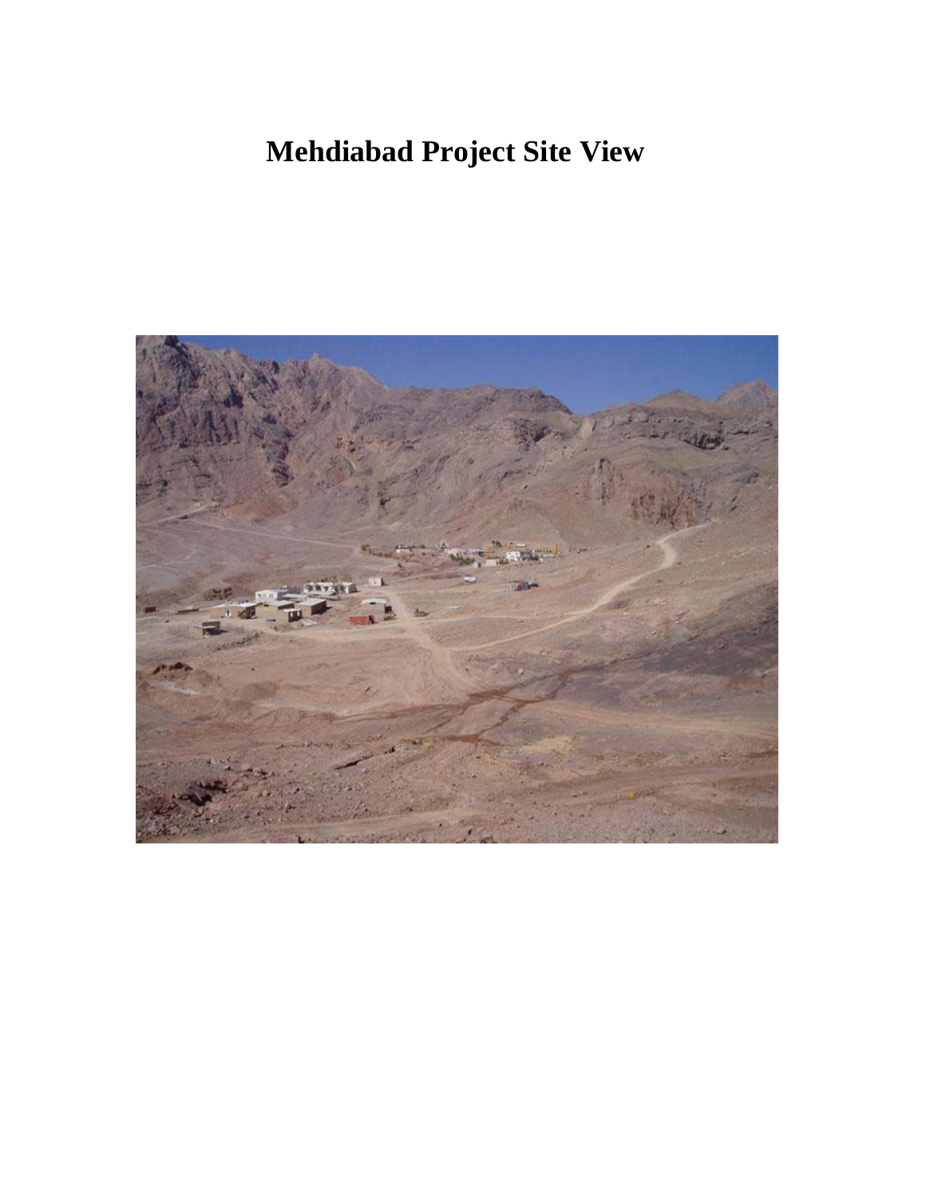# Mehdiabad Project Site View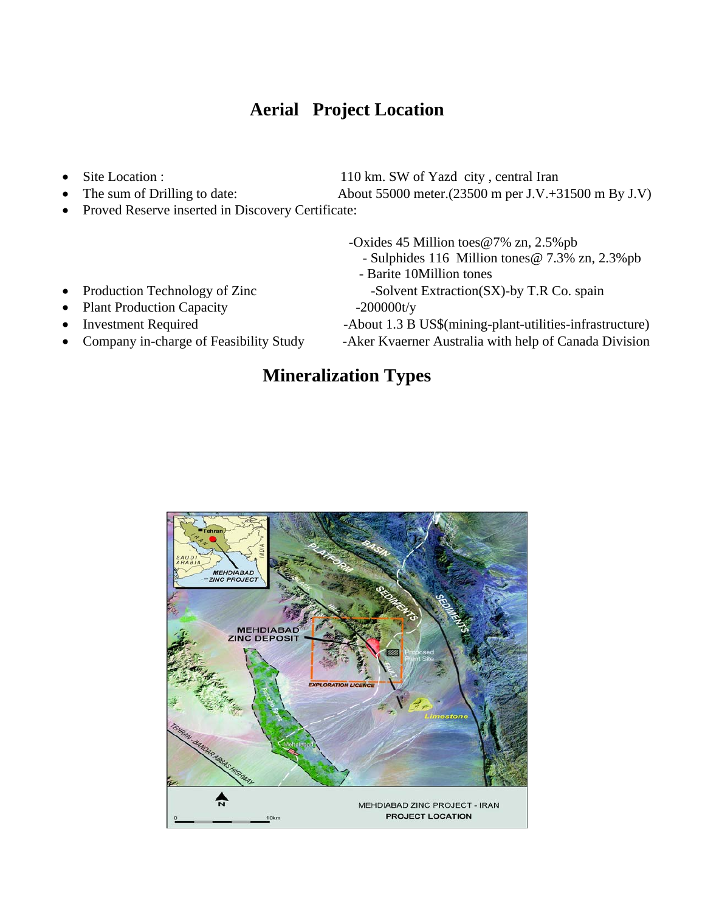# Aerial Project Location

- Site Location : 110 km. SW of Yazd city , central Iran
- The sum of Drilling to date: About 55000 meter.(23500 m per J.V.+31500 m By J.V)
- Proved Reserve inserted in Discovery Certificate:

  -Oxides 45 Million toes@7% zn, 2.5%pb
  - Sulphides 116 Million tones@ 7.3% zn, 2.3%pb
  - Barite 10Million tones

- Production Technology of Zinc -Solvent Extraction(SX)-by T.R Co. spain
- Plant Production Capacity -200000t/y
- Investment Required -About 1.3 B US$(mining-plant-utilities-infrastructure)
- Company in-charge of Feasibility Study -Aker Kvaerner Australia with help of Canada Division

# Mineralization Types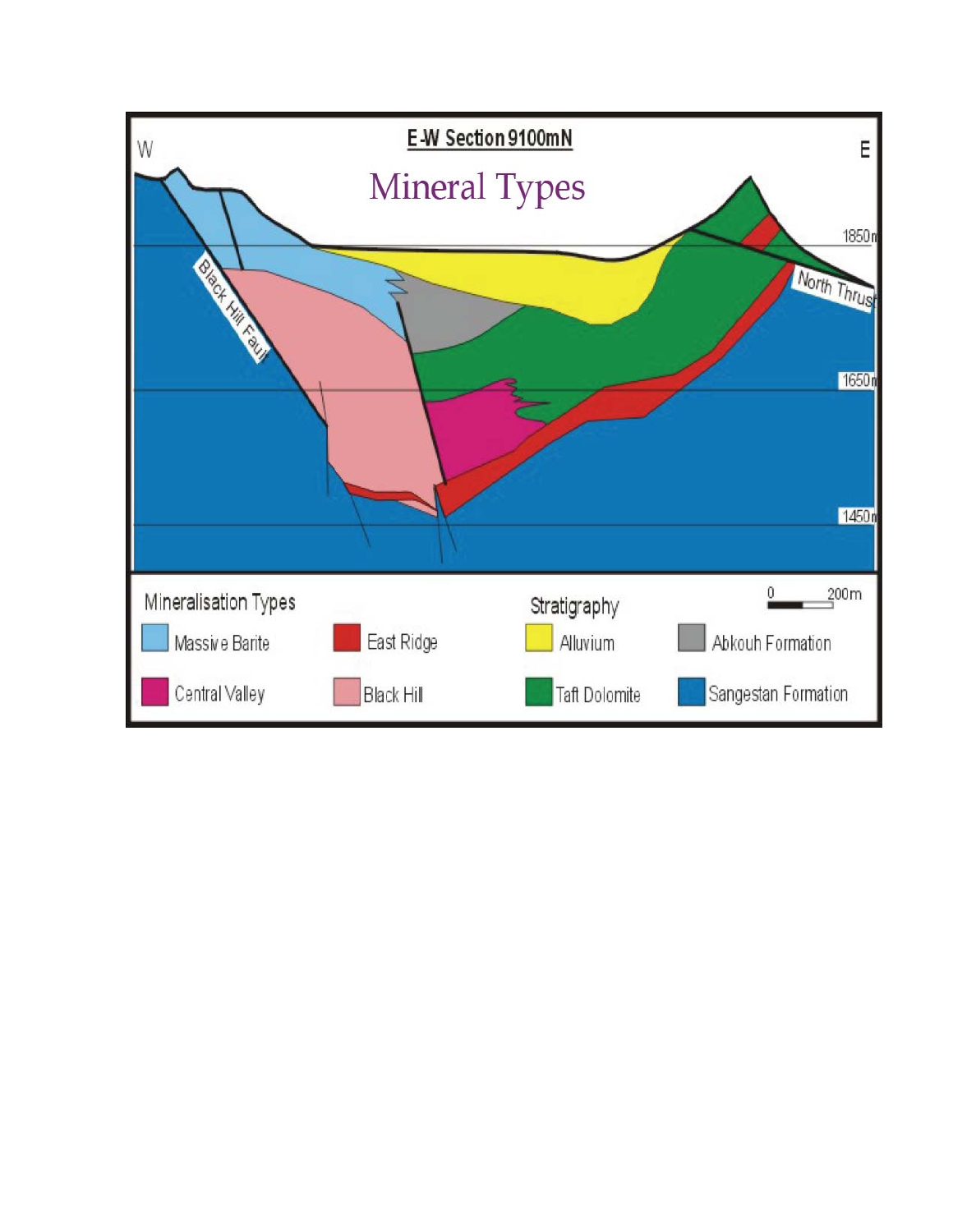## E-W Section 9100mN

# Mineral Types

W — E

1850m

1650m

1450m

Black Hill Fault

North Thrust

**Mineralisation Types**

- Massive Barite
- East Ridge
- Central Valley
- Black Hill

**Stratigraphy**

- Alluvium
- Abkouh Formation
- Taft Dolomite
- Sangestan Formation

0 — 200m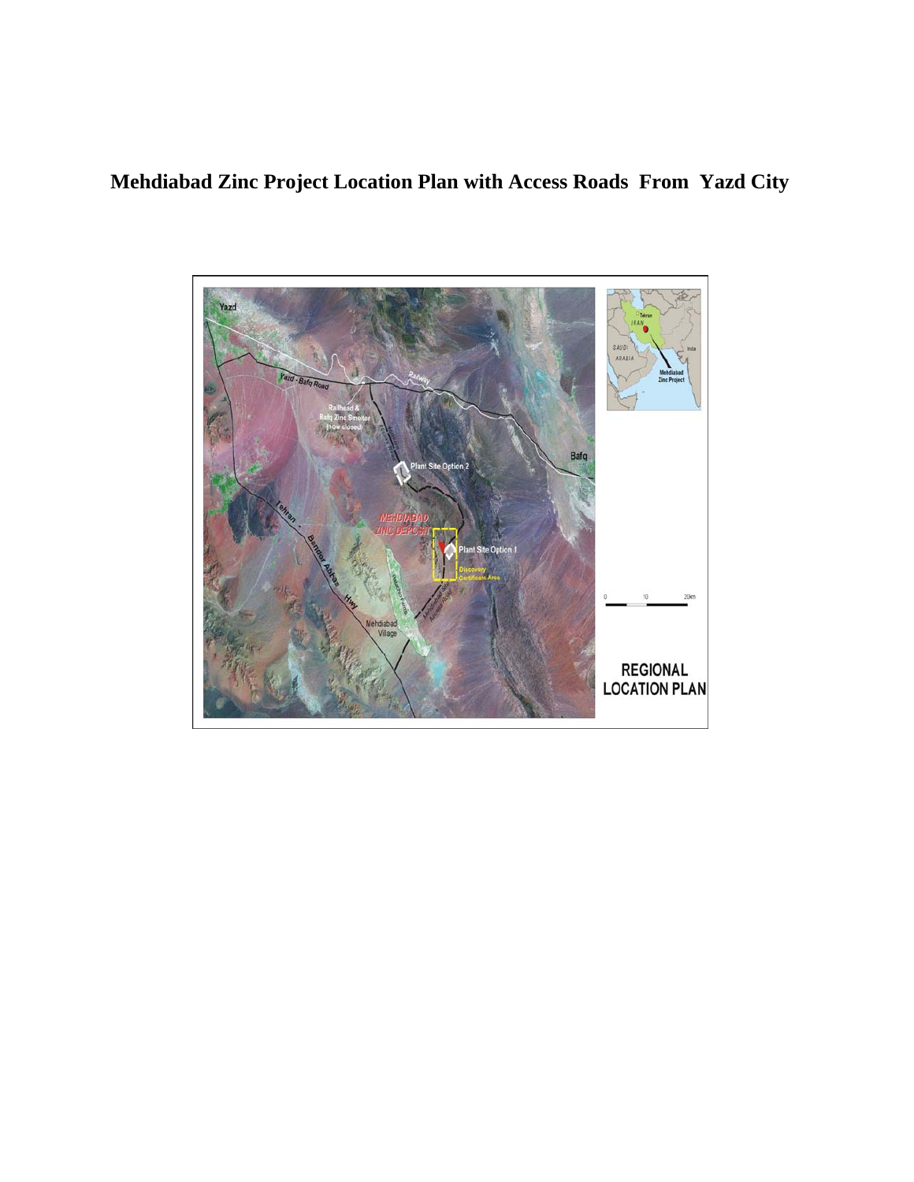# Mehdiabad Zinc Project Location Plan with Access Roads From Yazd City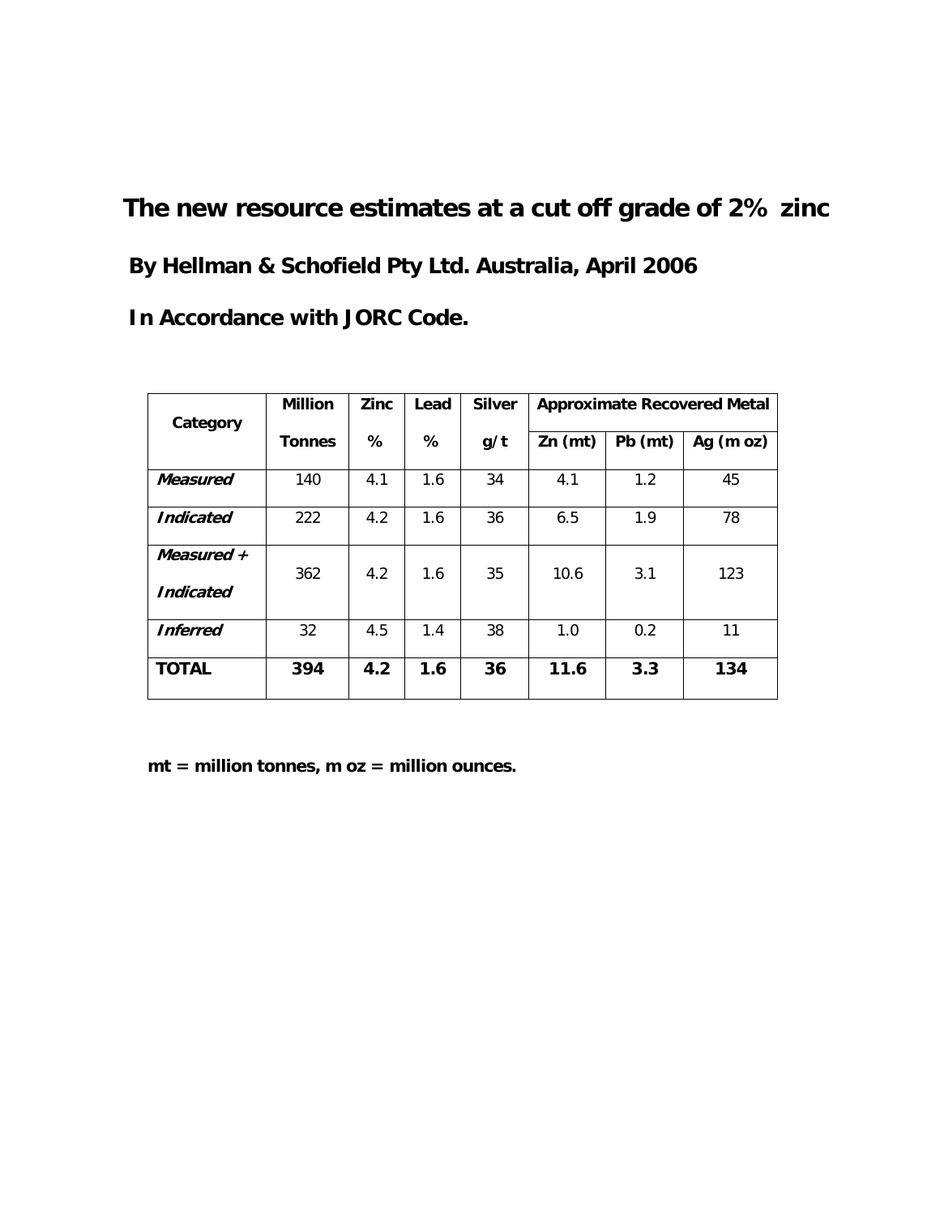## The new resource estimates at a cut off grade of 2% zinc

**By Hellman & Schofield Pty Ltd. Australia, April 2006**

**In Accordance with JORC Code.**

| Category | Million Tonnes | Zinc % | Lead % | Silver g/t | Approximate Recovered Metal | | |
|---|---|---|---|---|---|---|---|
| | | | | | Zn (mt) | Pb (mt) | Ag (m oz) |
| ***Measured*** | 140 | 4.1 | 1.6 | 34 | 4.1 | 1.2 | 45 |
| ***Indicated*** | 222 | 4.2 | 1.6 | 36 | 6.5 | 1.9 | 78 |
| ***Measured + Indicated*** | 362 | 4.2 | 1.6 | 35 | 10.6 | 3.1 | 123 |
| ***Inferred*** | 32 | 4.5 | 1.4 | 38 | 1.0 | 0.2 | 11 |
| **TOTAL** | **394** | **4.2** | **1.6** | **36** | **11.6** | **3.3** | **134** |

**mt = million tonnes, m oz = million ounces.**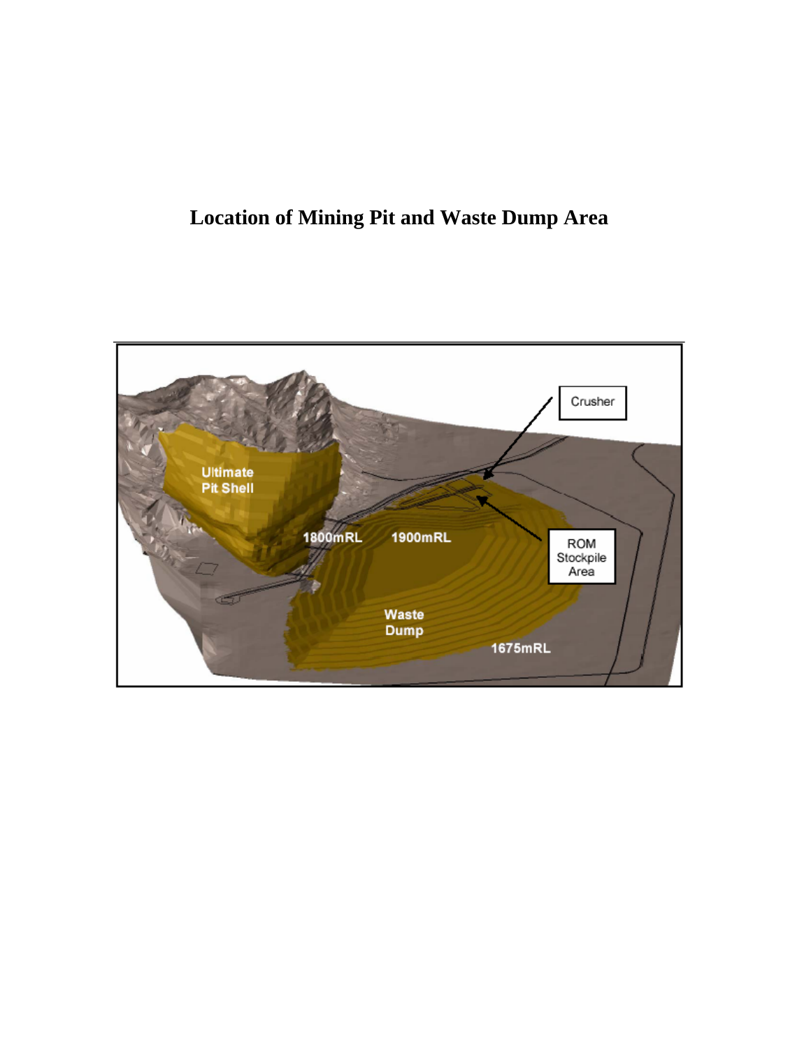# Location of Mining Pit and Waste Dump Area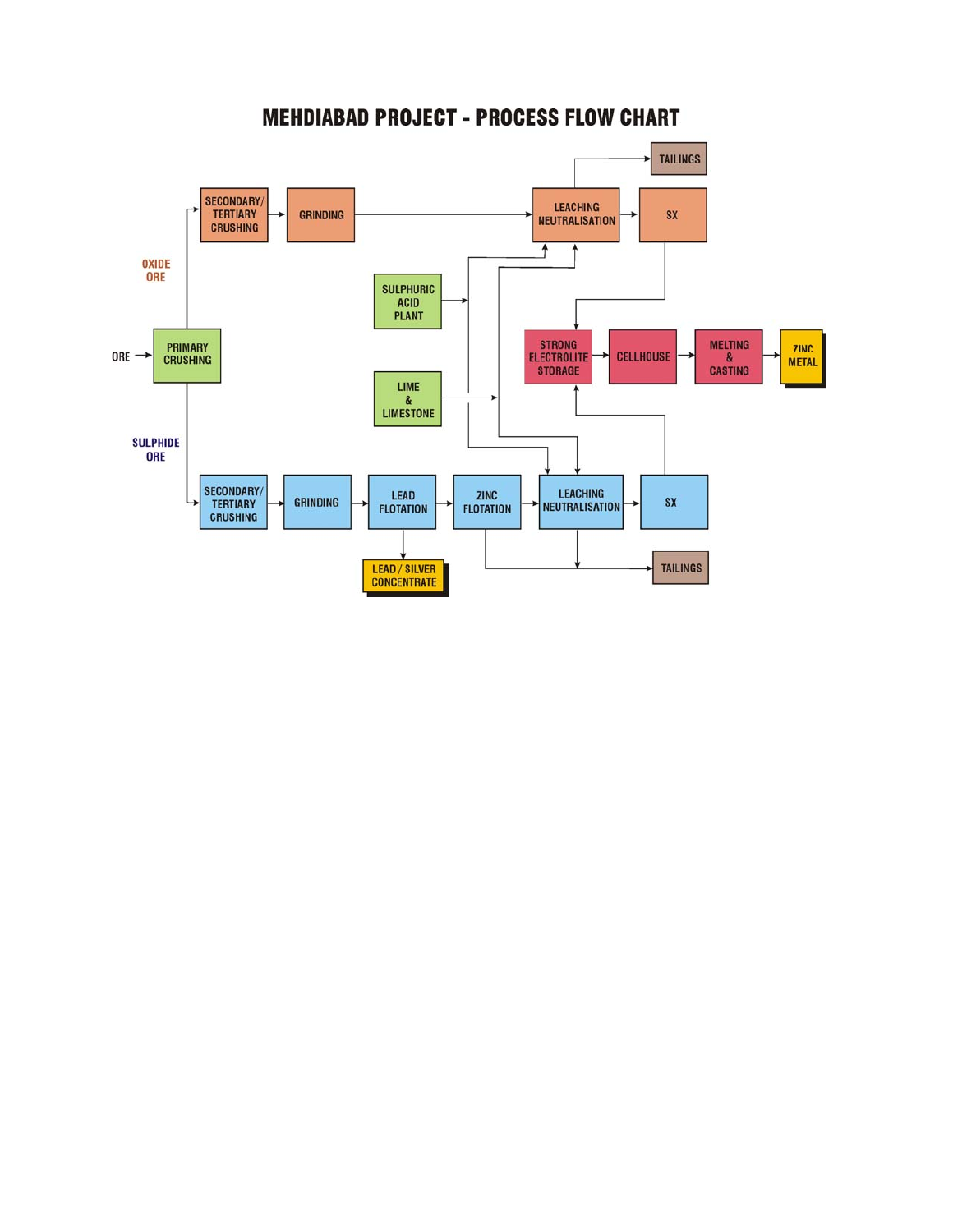# MEHDIABAD PROJECT - PROCESS FLOW CHART

ORE

PRIMARY CRUSHING

OXIDE ORE

SECONDARY/ TERTIARY CRUSHING

GRINDING

LEACHING NEUTRALISATION

TAILINGS

SX

SULPHURIC ACID PLANT

LIME & LIMESTONE

STRONG ELECTROLITE STORAGE

CELLHOUSE

MELTING & CASTING

ZINC METAL

SULPHIDE ORE

SECONDARY/ TERTIARY CRUSHING

GRINDING

LEAD FLOTATION

ZINC FLOTATION

LEACHING NEUTRALISATION

SX

LEAD / SILVER CONCENTRATE

TAILINGS